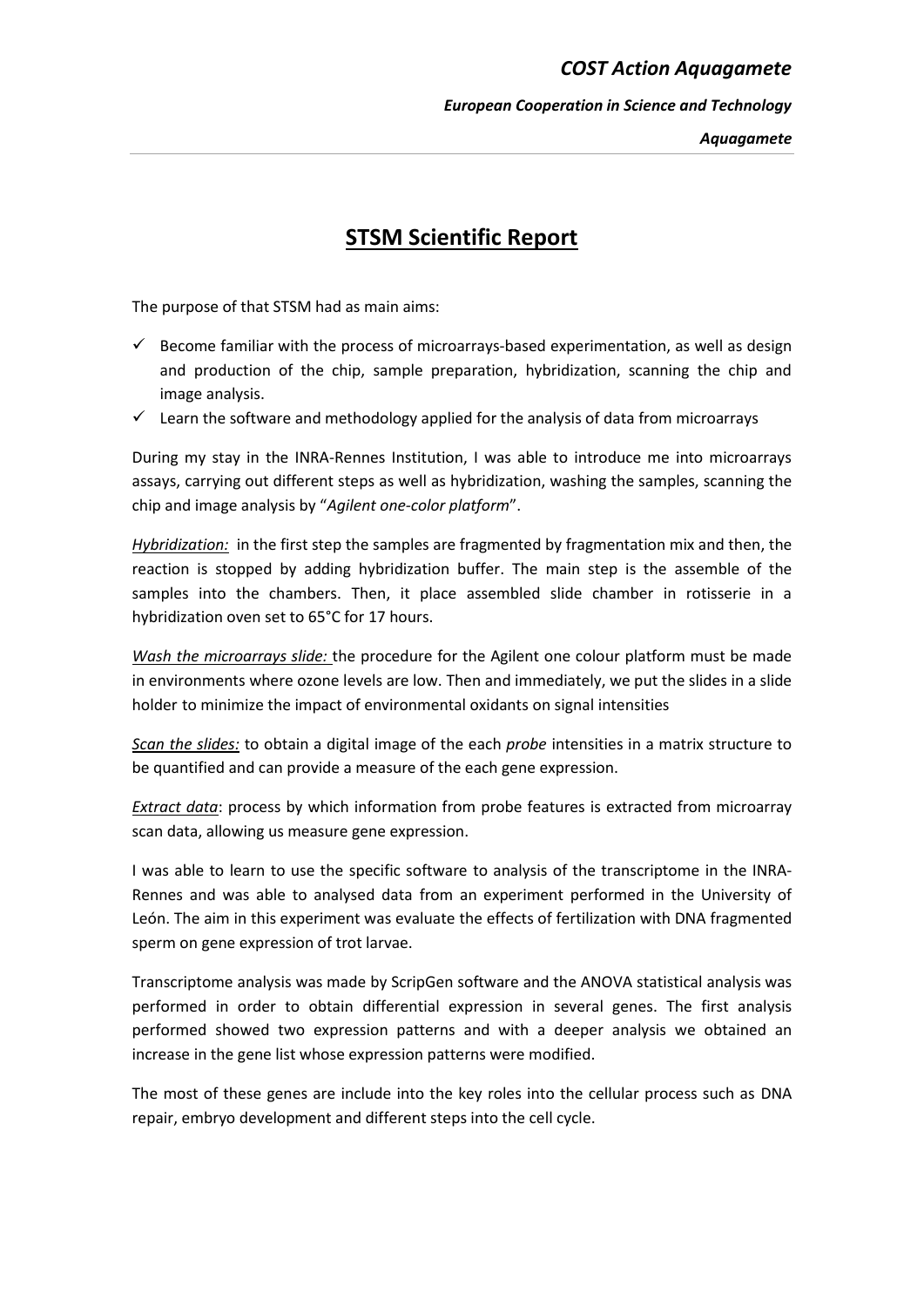# STSM Scientific Report

The purpose of that STSM had as main aims:

- ✓ Become familiar with the process of microarrays-based experimentation, as well as design and production of the chip, sample preparation, hybridization, scanning the chip and image analysis.
- ✓ Learn the software and methodology applied for the analysis of data from microarrays

During my stay in the INRA-Rennes Institution, I was able to introduce me into microarrays assays, carrying out different steps as well as hybridization, washing the samples, scanning the chip and image analysis by "*Agilent one-color platform*".

*Hybridization:* in the first step the samples are fragmented by fragmentation mix and then, the reaction is stopped by adding hybridization buffer. The main step is the assemble of the samples into the chambers. Then, it place assembled slide chamber in rotisserie in a hybridization oven set to 65°C for 17 hours.

*Wash the microarrays slide:* the procedure for the Agilent one colour platform must be made in environments where ozone levels are low. Then and immediately, we put the slides in a slide holder to minimize the impact of environmental oxidants on signal intensities

*Scan the slides:* to obtain a digital image of the each *probe* intensities in a matrix structure to be quantified and can provide a measure of the each gene expression.

*Extract data*: process by which information from probe features is extracted from microarray scan data, allowing us measure gene expression.

I was able to learn to use the specific software to analysis of the transcriptome in the INRA-Rennes and was able to analysed data from an experiment performed in the University of León. The aim in this experiment was evaluate the effects of fertilization with DNA fragmented sperm on gene expression of trot larvae.

Transcriptome analysis was made by ScripGen software and the ANOVA statistical analysis was performed in order to obtain differential expression in several genes. The first analysis performed showed two expression patterns and with a deeper analysis we obtained an increase in the gene list whose expression patterns were modified.

The most of these genes are include into the key roles into the cellular process such as DNA repair, embryo development and different steps into the cell cycle.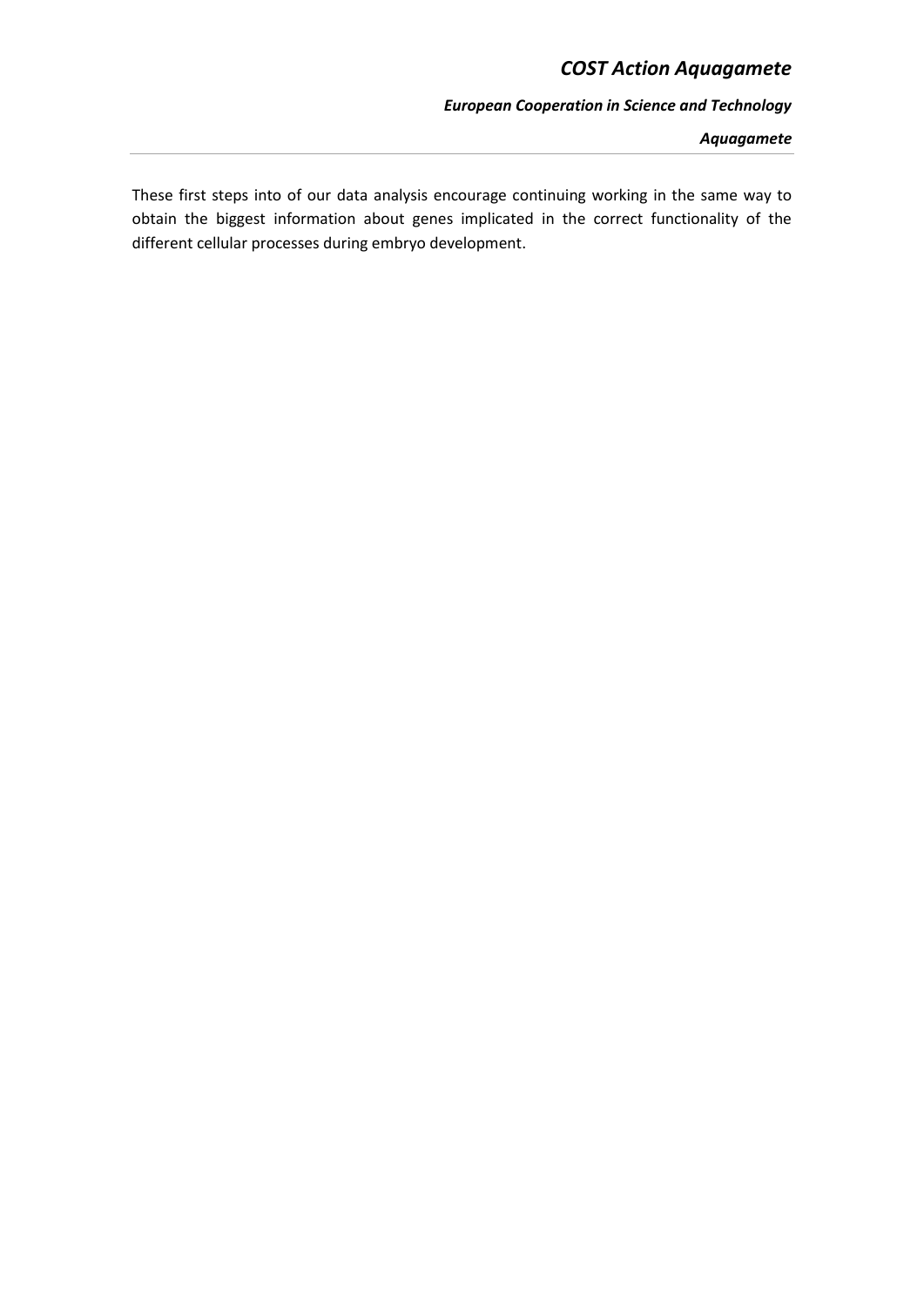These first steps into of our data analysis encourage continuing working in the same way to obtain the biggest information about genes implicated in the correct functionality of the different cellular processes during embryo development.